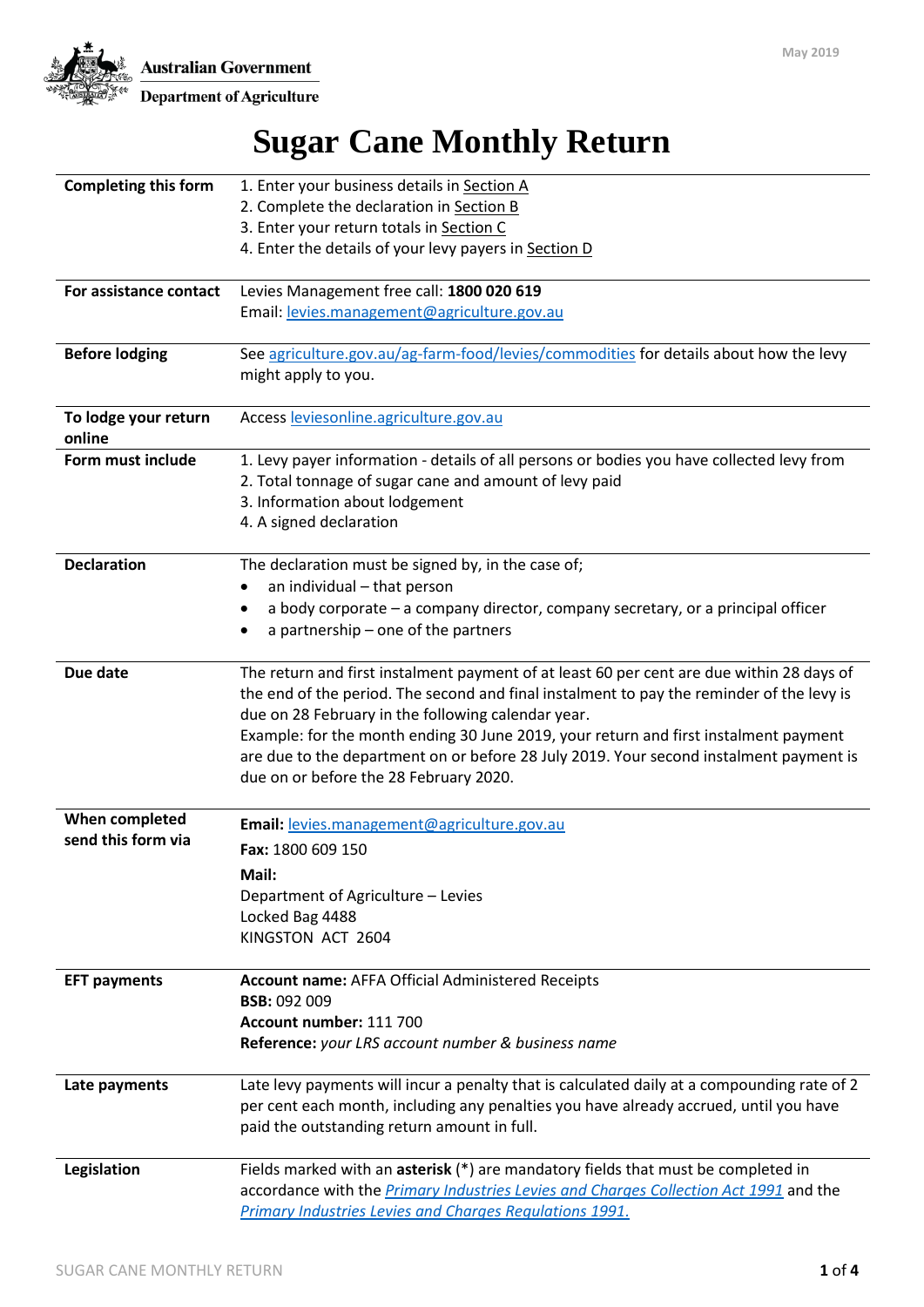Australian Government

Department of Agriculture

May 2019

# Sugar Cane Monthly Return

| | |
|---|---|
| **Completing this form** | 1. Enter your business details in Section A<br>2. Complete the declaration in Section B<br>3. Enter your return totals in Section C<br>4. Enter the details of your levy payers in Section D |
| **For assistance contact** | Levies Management free call: **1800 020 619**<br>Email: levies.management@agriculture.gov.au |
| **Before lodging** | See agriculture.gov.au/ag-farm-food/levies/commodities for details about how the levy might apply to you. |
| **To lodge your return online** | Access leviesonline.agriculture.gov.au |
| **Form must include** | 1. Levy payer information - details of all persons or bodies you have collected levy from<br>2. Total tonnage of sugar cane and amount of levy paid<br>3. Information about lodgement<br>4. A signed declaration |
| **Declaration** | The declaration must be signed by, in the case of;<br>• an individual – that person<br>• a body corporate – a company director, company secretary, or a principal officer<br>• a partnership – one of the partners |
| **Due date** | The return and first instalment payment of at least 60 per cent are due within 28 days of the end of the period. The second and final instalment to pay the reminder of the levy is due on 28 February in the following calendar year.<br>Example: for the month ending 30 June 2019, your return and first instalment payment are due to the department on or before 28 July 2019. Your second instalment payment is due on or before the 28 February 2020. |
| **When completed send this form via** | **Email:** levies.management@agriculture.gov.au<br>**Fax:** 1800 609 150<br>**Mail:**<br>Department of Agriculture – Levies<br>Locked Bag 4488<br>KINGSTON ACT 2604 |
| **EFT payments** | **Account name:** AFFA Official Administered Receipts<br>**BSB:** 092 009<br>**Account number:** 111 700<br>**Reference:** *your LRS account number & business name* |
| **Late payments** | Late levy payments will incur a penalty that is calculated daily at a compounding rate of 2 per cent each month, including any penalties you have already accrued, until you have paid the outstanding return amount in full. |
| **Legislation** | Fields marked with an **asterisk** (*) are mandatory fields that must be completed in accordance with the *Primary Industries Levies and Charges Collection Act 1991* and the *Primary Industries Levies and Charges Regulations 1991.* |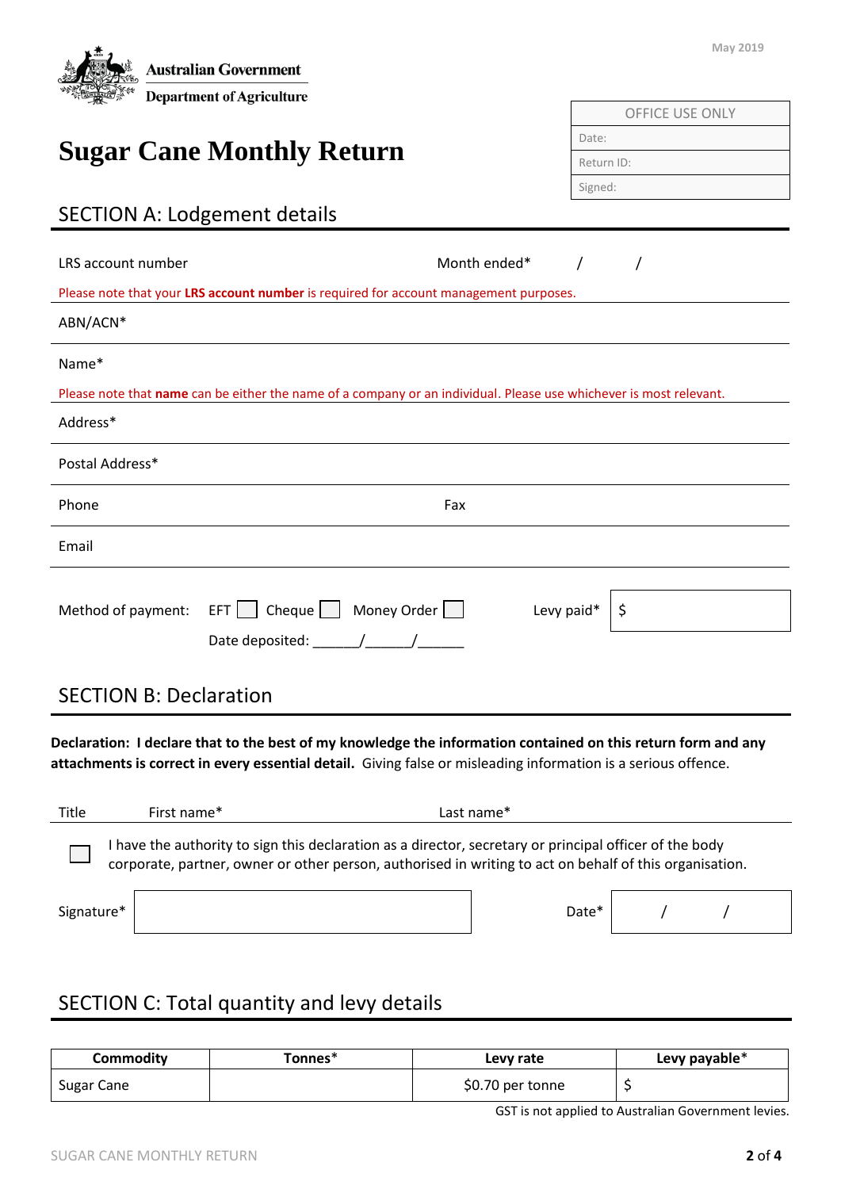Australian Government
Department of Agriculture

May 2019

| OFFICE USE ONLY |
| --- |
| Date: |
| Return ID: |
| Signed: |

# Sugar Cane Monthly Return

## SECTION A: Lodgement details

LRS account number     Month ended*  /  /

Please note that your **LRS account number** is required for account management purposes.

ABN/ACN*

Name*

Please note that **name** can be either the name of a company or an individual. Please use whichever is most relevant.

Address*

Postal Address*

Phone     Fax

Email

Method of payment: EFT ☐ Cheque ☐ Money Order ☐     Levy paid* $

Date deposited: ______/______/______

## SECTION B: Declaration

**Declaration: I declare that to the best of my knowledge the information contained on this return form and any attachments is correct in every essential detail.** Giving false or misleading information is a serious offence.

Title     First name*     Last name*

☐ I have the authority to sign this declaration as a director, secretary or principal officer of the body corporate, partner, owner or other person, authorised in writing to act on behalf of this organisation.

Signature*     Date*  /  /

## SECTION C: Total quantity and levy details

| Commodity | Tonnes* | Levy rate | Levy payable* |
| --- | --- | --- | --- |
| Sugar Cane | | $0.70 per tonne | $ |

GST is not applied to Australian Government levies.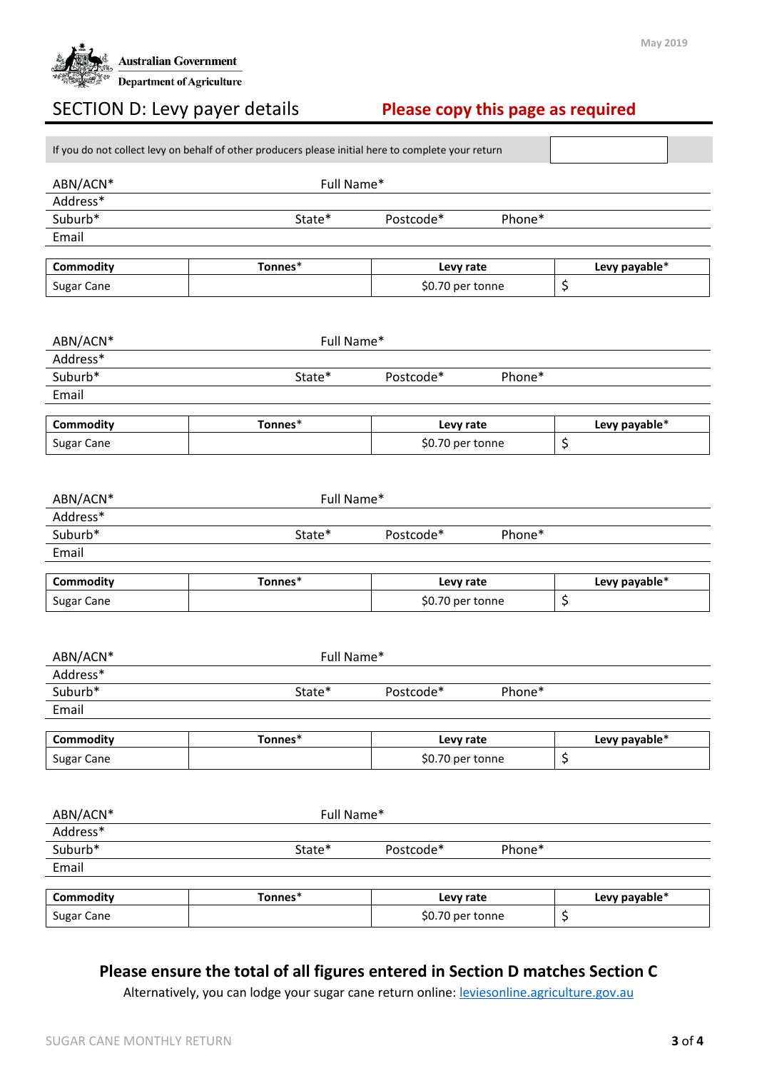Australian Government
Department of Agriculture

May 2019

## SECTION D: Levy payer details

**Please copy this page as required**

| If you do not collect levy on behalf of other producers please initial here to complete your return | |
|---|---|

ABN/ACN* Full Name*
Address*
Suburb* State* Postcode* Phone*
Email

| **Commodity** | **Tonnes*** | **Levy rate** | **Levy payable*** |
|---|---|---|---|
| Sugar Cane | | $0.70 per tonne | $ |

ABN/ACN* Full Name*
Address*
Suburb* State* Postcode* Phone*
Email

| **Commodity** | **Tonnes*** | **Levy rate** | **Levy payable*** |
|---|---|---|---|
| Sugar Cane | | $0.70 per tonne | $ |

ABN/ACN* Full Name*
Address*
Suburb* State* Postcode* Phone*
Email

| **Commodity** | **Tonnes*** | **Levy rate** | **Levy payable*** |
|---|---|---|---|
| Sugar Cane | | $0.70 per tonne | $ |

ABN/ACN* Full Name*
Address*
Suburb* State* Postcode* Phone*
Email

| **Commodity** | **Tonnes*** | **Levy rate** | **Levy payable*** |
|---|---|---|---|
| Sugar Cane | | $0.70 per tonne | $ |

ABN/ACN* Full Name*
Address*
Suburb* State* Postcode* Phone*
Email

| **Commodity** | **Tonnes*** | **Levy rate** | **Levy payable*** |
|---|---|---|---|
| Sugar Cane | | $0.70 per tonne | $ |

**Please ensure the total of all figures entered in Section D matches Section C**

Alternatively, you can lodge your sugar cane return online: [leviesonline.agriculture.gov.au](leviesonline.agriculture.gov.au)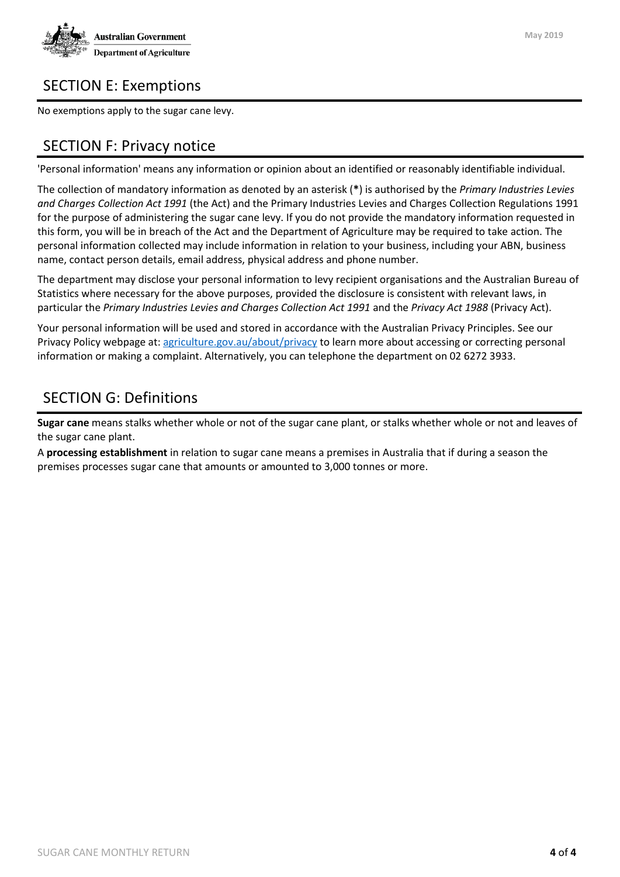## SECTION E: Exemptions

No exemptions apply to the sugar cane levy.

## SECTION F: Privacy notice

'Personal information' means any information or opinion about an identified or reasonably identifiable individual.

The collection of mandatory information as denoted by an asterisk (**\***) is authorised by the *Primary Industries Levies and Charges Collection Act 1991* (the Act) and the Primary Industries Levies and Charges Collection Regulations 1991 for the purpose of administering the sugar cane levy. If you do not provide the mandatory information requested in this form, you will be in breach of the Act and the Department of Agriculture may be required to take action. The personal information collected may include information in relation to your business, including your ABN, business name, contact person details, email address, physical address and phone number.

The department may disclose your personal information to levy recipient organisations and the Australian Bureau of Statistics where necessary for the above purposes, provided the disclosure is consistent with relevant laws, in particular the *Primary Industries Levies and Charges Collection Act 1991* and the *Privacy Act 1988* (Privacy Act).

Your personal information will be used and stored in accordance with the Australian Privacy Principles. See our Privacy Policy webpage at: [agriculture.gov.au/about/privacy](agriculture.gov.au/about/privacy) to learn more about accessing or correcting personal information or making a complaint. Alternatively, you can telephone the department on 02 6272 3933.

## SECTION G: Definitions

**Sugar cane** means stalks whether whole or not of the sugar cane plant, or stalks whether whole or not and leaves of the sugar cane plant.

A **processing establishment** in relation to sugar cane means a premises in Australia that if during a season the premises processes sugar cane that amounts or amounted to 3,000 tonnes or more.